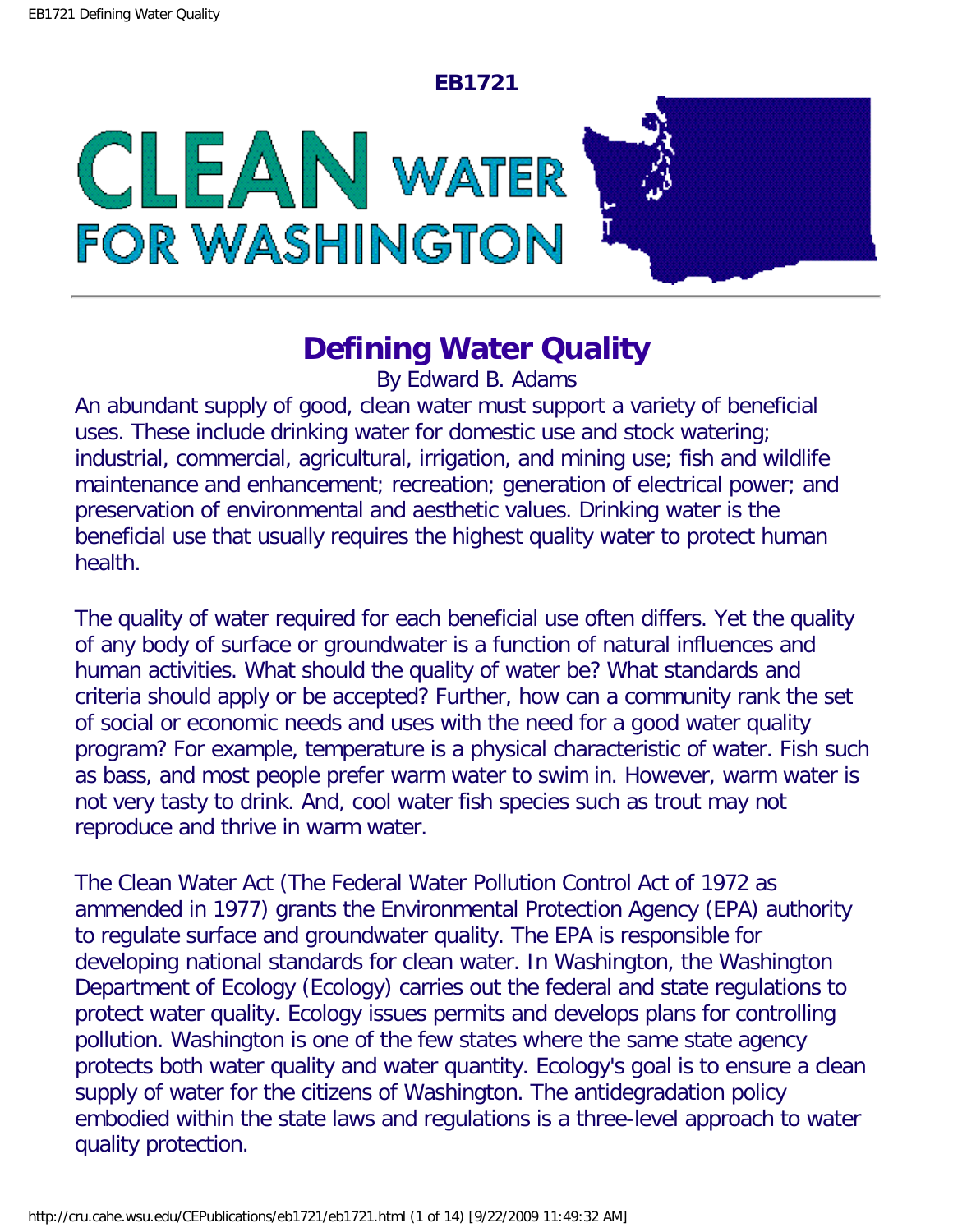**EB1721**

# CLEAN WATER FOR WASHINGTON

## Defining Water Quality

By Edward B. Adams

An abundant supply of good, clean water must support a variety of beneficial uses. These include drinking water for domestic use and stock watering; industrial, commercial, agricultural, irrigation, and mining use; fish and wildlife maintenance and enhancement; recreation; generation of electrical power; and preservation of environmental and aesthetic values. Drinking water is the beneficial use that usually requires the highest quality water to protect human health.

The quality of water required for each beneficial use often differs. Yet the quality of any body of surface or groundwater is a function of natural influences and human activities. What should the quality of water be? What standards and criteria should apply or be accepted? Further, how can a community rank the set of social or economic needs and uses with the need for a good water quality program? For example, temperature is a physical characteristic of water. Fish such as bass, and most people prefer warm water to swim in. However, warm water is not very tasty to drink. And, cool water fish species such as trout may not reproduce and thrive in warm water.

The Clean Water Act (The Federal Water Pollution Control Act of 1972 as ammended in 1977) grants the Environmental Protection Agency (EPA) authority to regulate surface and groundwater quality. The EPA is responsible for developing national standards for clean water. In Washington, the Washington Department of Ecology (Ecology) carries out the federal and state regulations to protect water quality. Ecology issues permits and develops plans for controlling pollution. Washington is one of the few states where the same state agency protects both water quality and water quantity. Ecology's goal is to ensure a clean supply of water for the citizens of Washington. The antidegradation policy embodied within the state laws and regulations is a three-level approach to water quality protection.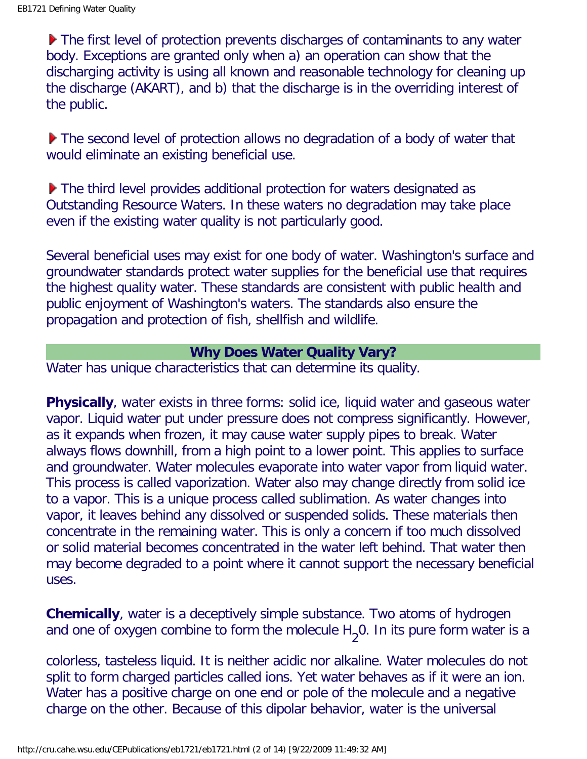- The first level of protection prevents discharges of contaminants to any water body. Exceptions are granted only when a) an operation can show that the discharging activity is using all known and reasonable technology for cleaning up the discharge (AKART), and b) that the discharge is in the overriding interest of the public.

- The second level of protection allows no degradation of a body of water that would eliminate an existing beneficial use.

- The third level provides additional protection for waters designated as Outstanding Resource Waters. In these waters no degradation may take place even if the existing water quality is not particularly good.

Several beneficial uses may exist for one body of water. Washington's surface and groundwater standards protect water supplies for the beneficial use that requires the highest quality water. These standards are consistent with public health and public enjoyment of Washington's waters. The standards also ensure the propagation and protection of fish, shellfish and wildlife.

## Why Does Water Quality Vary?

Water has unique characteristics that can determine its quality.

**Physically**, water exists in three forms: solid ice, liquid water and gaseous water vapor. Liquid water put under pressure does not compress significantly. However, as it expands when frozen, it may cause water supply pipes to break. Water always flows downhill, from a high point to a lower point. This applies to surface and groundwater. Water molecules evaporate into water vapor from liquid water. This process is called vaporization. Water also may change directly from solid ice to a vapor. This is a unique process called sublimation. As water changes into vapor, it leaves behind any dissolved or suspended solids. These materials then concentrate in the remaining water. This is only a concern if too much dissolved or solid material becomes concentrated in the water left behind. That water then may become degraded to a point where it cannot support the necessary beneficial uses.

**Chemically**, water is a deceptively simple substance. Two atoms of hydrogen and one of oxygen combine to form the molecule $H_20$. In its pure form water is a colorless, tasteless liquid. It is neither acidic nor alkaline. Water molecules do not split to form charged particles called ions. Yet water behaves as if it were an ion. Water has a positive charge on one end or pole of the molecule and a negative charge on the other. Because of this dipolar behavior, water is the universal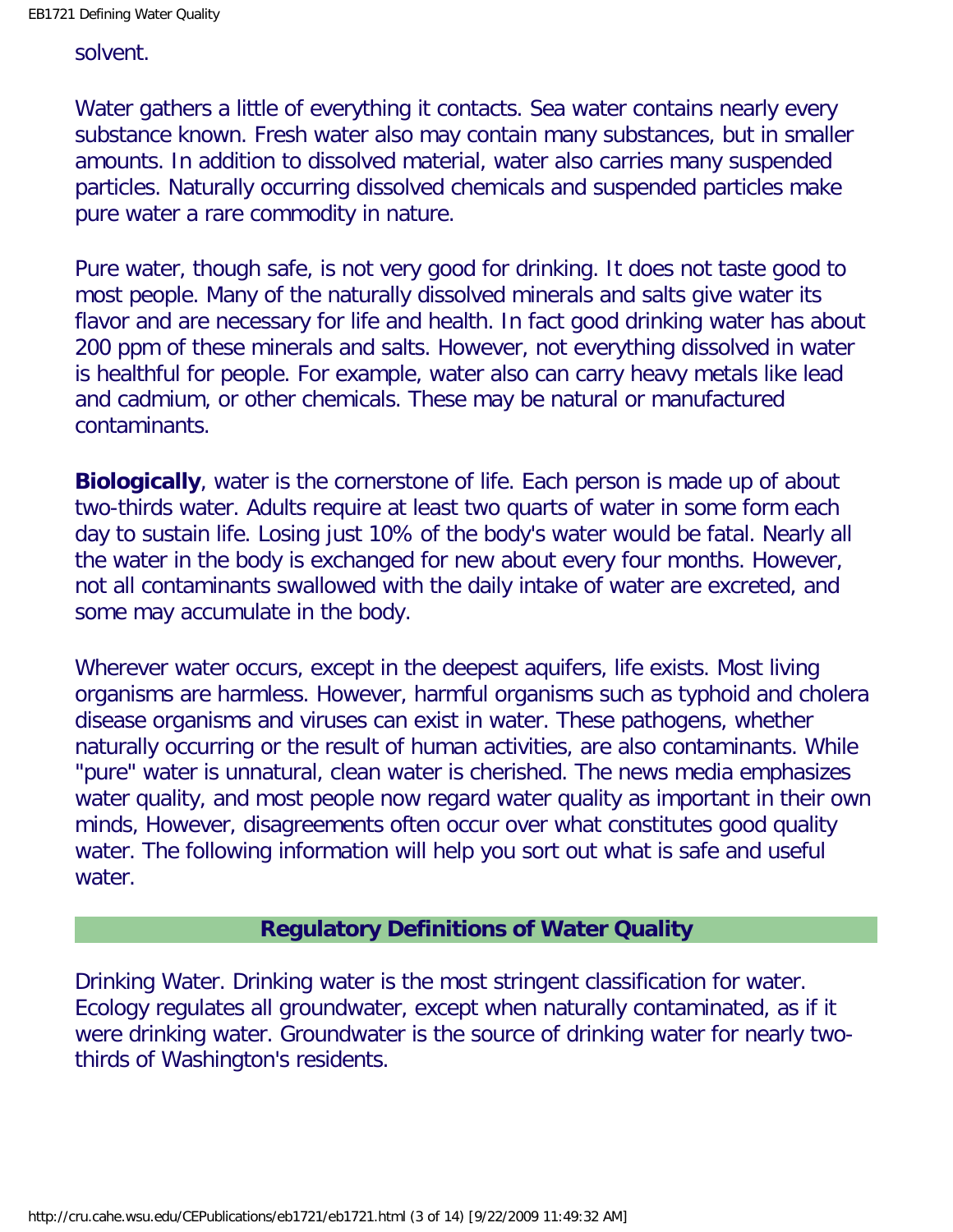solvent.

Water gathers a little of everything it contacts. Sea water contains nearly every substance known. Fresh water also may contain many substances, but in smaller amounts. In addition to dissolved material, water also carries many suspended particles. Naturally occurring dissolved chemicals and suspended particles make pure water a rare commodity in nature.

Pure water, though safe, is not very good for drinking. It does not taste good to most people. Many of the naturally dissolved minerals and salts give water its flavor and are necessary for life and health. In fact good drinking water has about 200 ppm of these minerals and salts. However, not everything dissolved in water is healthful for people. For example, water also can carry heavy metals like lead and cadmium, or other chemicals. These may be natural or manufactured contaminants.

**Biologically**, water is the cornerstone of life. Each person is made up of about two-thirds water. Adults require at least two quarts of water in some form each day to sustain life. Losing just 10% of the body's water would be fatal. Nearly all the water in the body is exchanged for new about every four months. However, not all contaminants swallowed with the daily intake of water are excreted, and some may accumulate in the body.

Wherever water occurs, except in the deepest aquifers, life exists. Most living organisms are harmless. However, harmful organisms such as typhoid and cholera disease organisms and viruses can exist in water. These pathogens, whether naturally occurring or the result of human activities, are also contaminants. While "pure" water is unnatural, clean water is cherished. The news media emphasizes water quality, and most people now regard water quality as important in their own minds, However, disagreements often occur over what constitutes good quality water. The following information will help you sort out what is safe and useful water.

## Regulatory Definitions of Water Quality

Drinking Water. Drinking water is the most stringent classification for water. Ecology regulates all groundwater, except when naturally contaminated, as if it were drinking water. Groundwater is the source of drinking water for nearly two-thirds of Washington's residents.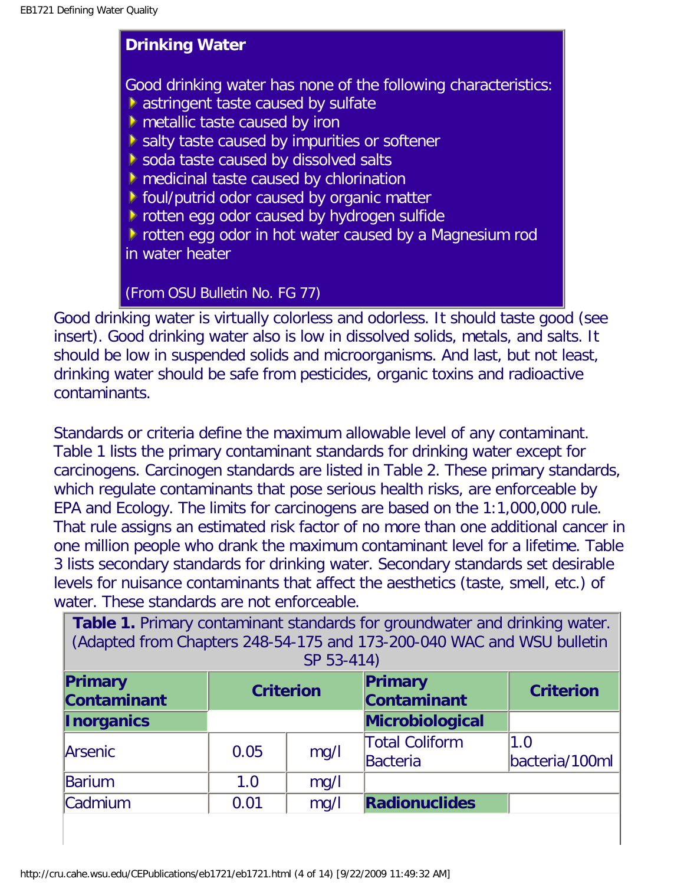**Drinking Water**

Good drinking water has none of the following characteristics:

- astringent taste caused by sulfate
- metallic taste caused by iron
- salty taste caused by impurities or softener
- soda taste caused by dissolved salts
- medicinal taste caused by chlorination
- foul/putrid odor caused by organic matter
- rotten egg odor caused by hydrogen sulfide
- rotten egg odor in hot water caused by a Magnesium rod in water heater

(From OSU Bulletin No. FG 77)

Good drinking water is virtually colorless and odorless. It should taste good (see insert). Good drinking water also is low in dissolved solids, metals, and salts. It should be low in suspended solids and microorganisms. And last, but not least, drinking water should be safe from pesticides, organic toxins and radioactive contaminants.

Standards or criteria define the maximum allowable level of any contaminant. Table 1 lists the primary contaminant standards for drinking water except for carcinogens. Carcinogen standards are listed in Table 2. These primary standards, which regulate contaminants that pose serious health risks, are enforceable by EPA and Ecology. The limits for carcinogens are based on the 1:1,000,000 rule. That rule assigns an estimated risk factor of no more than one additional cancer in one million people who drank the maximum contaminant level for a lifetime. Table 3 lists secondary standards for drinking water. Secondary standards set desirable levels for nuisance contaminants that affect the aesthetics (taste, smell, etc.) of water. These standards are not enforceable.

**Table 1.** Primary contaminant standards for groundwater and drinking water. (Adapted from Chapters 248-54-175 and 173-200-040 WAC and WSU bulletin SP 53-414)

| Primary Contaminant | Criterion | | Primary Contaminant | Criterion |
|---|---|---|---|---|
| **Inorganics** | | | **Microbiological** | |
| Arsenic | 0.05 | mg/l | Total Coliform Bacteria | 1.0 bacteria/100ml |
| Barium | 1.0 | mg/l | | |
| Cadmium | 0.01 | mg/l | **Radionuclides** | |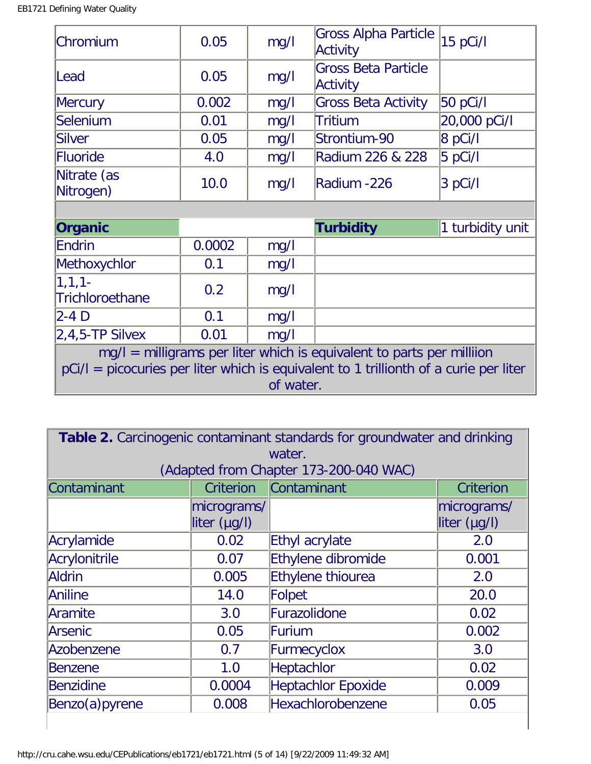| Chromium | 0.05 | mg/l | Gross Alpha Particle Activity | 15 pCi/l |
|---|---|---|---|---|
| Lead | 0.05 | mg/l | Gross Beta Particle Activity | |
| Mercury | 0.002 | mg/l | Gross Beta Activity | 50 pCi/l |
| Selenium | 0.01 | mg/l | Tritium | 20,000 pCi/l |
| Silver | 0.05 | mg/l | Strontium-90 | 8 pCi/l |
| Fluoride | 4.0 | mg/l | Radium 226 & 228 | 5 pCi/l |
| Nitrate (as Nitrogen) | 10.0 | mg/l | Radium -226 | 3 pCi/l |
| | | | | |
| **Organic** | | | **Turbidity** | 1 turbidity unit |
| Endrin | 0.0002 | mg/l | | |
| Methoxychlor | 0.1 | mg/l | | |
| 1,1,1-Trichloroethane | 0.2 | mg/l | | |
| 2-4 D | 0.1 | mg/l | | |
| 2,4,5-TP Silvex | 0.01 | mg/l | | |
| mg/l = milligrams per liter which is equivalent to parts per milliion<br>pCi/l = picocuries per liter which is equivalent to 1 trillionth of a curie per liter of water. | | | | |

**Table 2.** Carcinogenic contaminant standards for groundwater and drinking water.
(Adapted from Chapter 173-200-040 WAC)

| Contaminant | Criterion | Contaminant | Criterion |
|---|---|---|---|
| | micrograms/ liter (µg/l) | | micrograms/ liter (µg/l) |
| Acrylamide | 0.02 | Ethyl acrylate | 2.0 |
| Acrylonitrile | 0.07 | Ethylene dibromide | 0.001 |
| Aldrin | 0.005 | Ethylene thiourea | 2.0 |
| Aniline | 14.0 | Folpet | 20.0 |
| Aramite | 3.0 | Furazolidone | 0.02 |
| Arsenic | 0.05 | Furium | 0.002 |
| Azobenzene | 0.7 | Furmecyclox | 3.0 |
| Benzene | 1.0 | Heptachlor | 0.02 |
| Benzidine | 0.0004 | Heptachlor Epoxide | 0.009 |
| Benzo(a)pyrene | 0.008 | Hexachlorobenzene | 0.05 |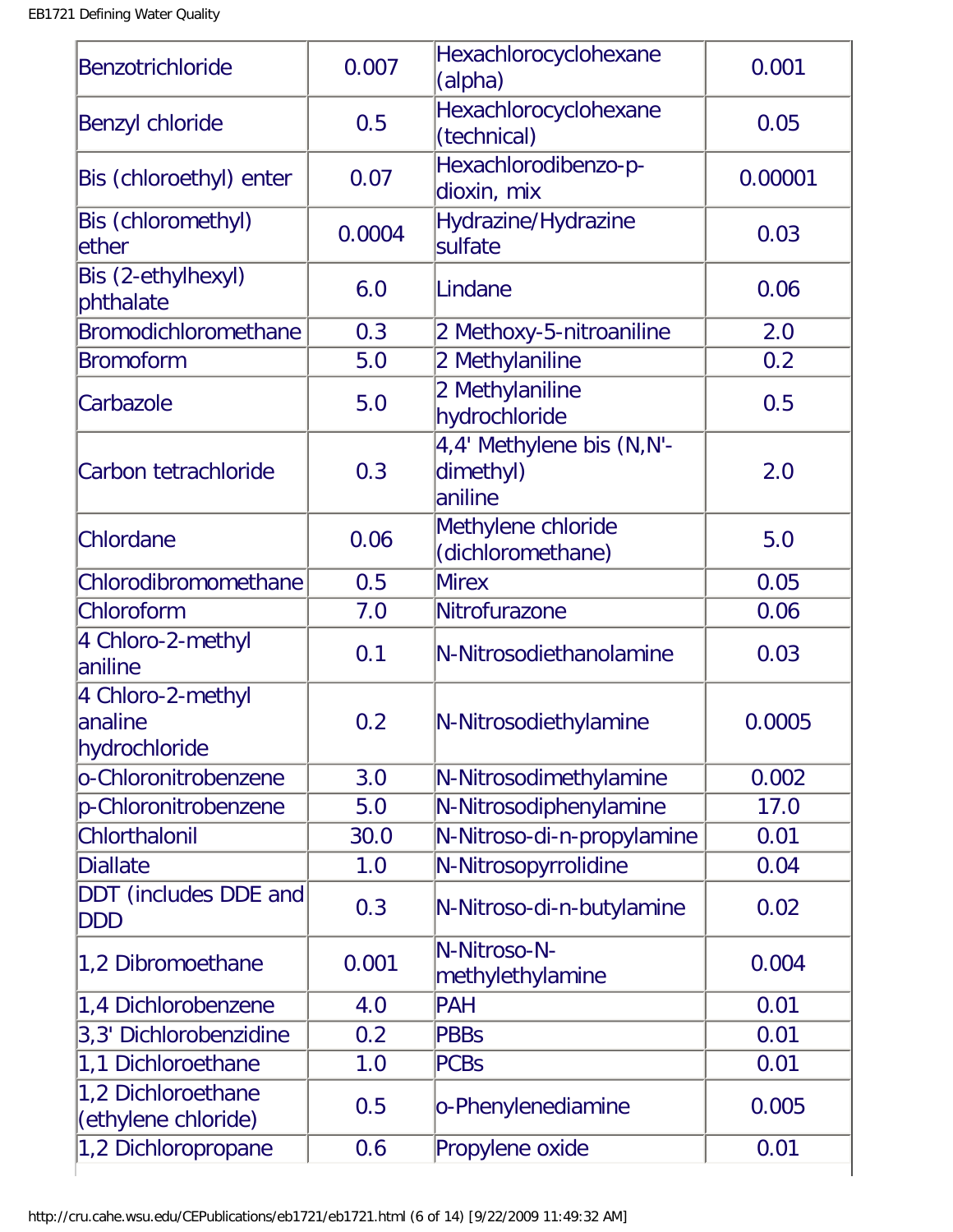| | | | |
|---|---|---|---|
| Benzotrichloride | 0.007 | Hexachlorocyclohexane (alpha) | 0.001 |
| Benzyl chloride | 0.5 | Hexachlorocyclohexane (technical) | 0.05 |
| Bis (chloroethyl) enter | 0.07 | Hexachlorodibenzo-p-dioxin, mix | 0.00001 |
| Bis (chloromethyl) ether | 0.0004 | Hydrazine/Hydrazine sulfate | 0.03 |
| Bis (2-ethylhexyl) phthalate | 6.0 | Lindane | 0.06 |
| Bromodichloromethane | 0.3 | 2 Methoxy-5-nitroaniline | 2.0 |
| Bromoform | 5.0 | 2 Methylaniline | 0.2 |
| Carbazole | 5.0 | 2 Methylaniline hydrochloride | 0.5 |
| Carbon tetrachloride | 0.3 | 4,4' Methylene bis (N,N'-dimethyl) aniline | 2.0 |
| Chlordane | 0.06 | Methylene chloride (dichloromethane) | 5.0 |
| Chlorodibromomethane | 0.5 | Mirex | 0.05 |
| Chloroform | 7.0 | Nitrofurazone | 0.06 |
| 4 Chloro-2-methyl aniline | 0.1 | N-Nitrosodiethanolamine | 0.03 |
| 4 Chloro-2-methyl analine hydrochloride | 0.2 | N-Nitrosodiethylamine | 0.0005 |
| o-Chloronitrobenzene | 3.0 | N-Nitrosodimethylamine | 0.002 |
| p-Chloronitrobenzene | 5.0 | N-Nitrosodiphenylamine | 17.0 |
| Chlorthalonil | 30.0 | N-Nitroso-di-n-propylamine | 0.01 |
| Diallate | 1.0 | N-Nitrosopyrrolidine | 0.04 |
| DDT (includes DDE and DDD | 0.3 | N-Nitroso-di-n-butylamine | 0.02 |
| 1,2 Dibromoethane | 0.001 | N-Nitroso-N-methylethylamine | 0.004 |
| 1,4 Dichlorobenzene | 4.0 | PAH | 0.01 |
| 3,3' Dichlorobenzidine | 0.2 | PBBs | 0.01 |
| 1,1 Dichloroethane | 1.0 | PCBs | 0.01 |
| 1,2 Dichloroethane (ethylene chloride) | 0.5 | o-Phenylenediamine | 0.005 |
| 1,2 Dichloropropane | 0.6 | Propylene oxide | 0.01 |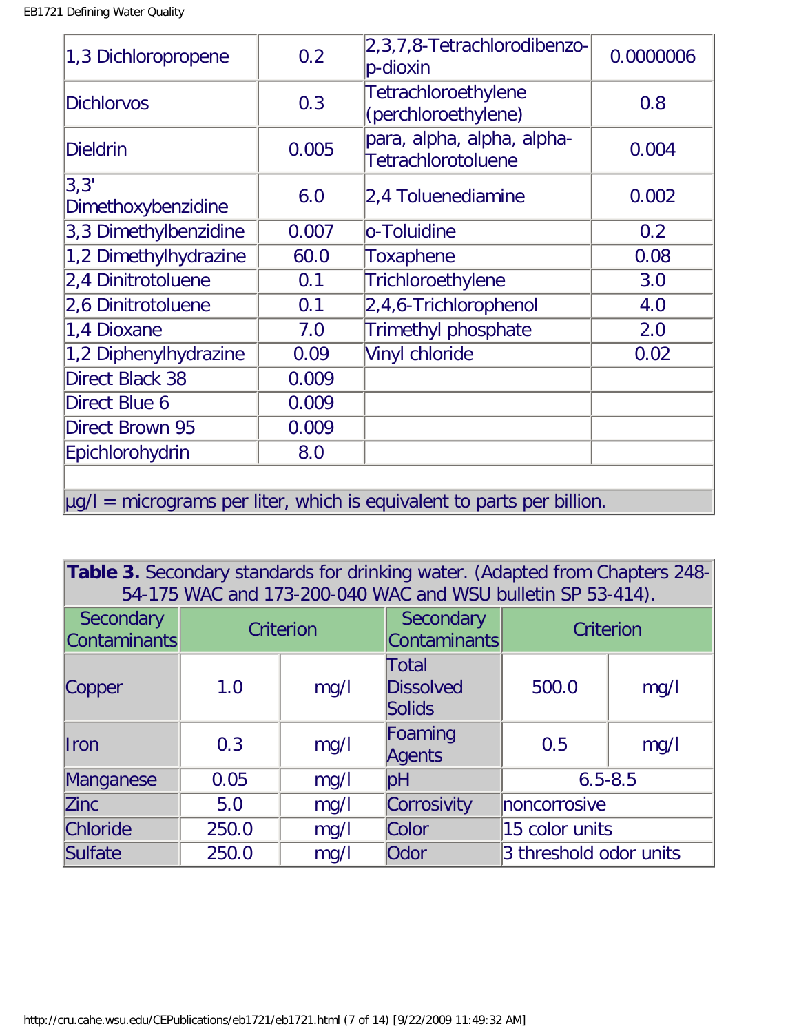| | | | |
|---|---|---|---|
| 1,3 Dichloropropene | 0.2 | 2,3,7,8-Tetrachlorodibenzo-p-dioxin | 0.0000006 |
| Dichlorvos | 0.3 | Tetrachloroethylene (perchloroethylene) | 0.8 |
| Dieldrin | 0.005 | para, alpha, alpha, alpha-Tetrachlorotoluene | 0.004 |
| 3,3' Dimethoxybenzidine | 6.0 | 2,4 Toluenediamine | 0.002 |
| 3,3 Dimethylbenzidine | 0.007 | o-Toluidine | 0.2 |
| 1,2 Dimethylhydrazine | 60.0 | Toxaphene | 0.08 |
| 2,4 Dinitrotoluene | 0.1 | Trichloroethylene | 3.0 |
| 2,6 Dinitrotoluene | 0.1 | 2,4,6-Trichlorophenol | 4.0 |
| 1,4 Dioxane | 7.0 | Trimethyl phosphate | 2.0 |
| 1,2 Diphenylhydrazine | 0.09 | Vinyl chloride | 0.02 |
| Direct Black 38 | 0.009 | | |
| Direct Blue 6 | 0.009 | | |
| Direct Brown 95 | 0.009 | | |
| Epichlorohydrin | 8.0 | | |

µg/l = micrograms per liter, which is equivalent to parts per billion.

**Table 3.** Secondary standards for drinking water. (Adapted from Chapters 248-54-175 WAC and 173-200-040 WAC and WSU bulletin SP 53-414).

| Secondary Contaminants | Criterion | | Secondary Contaminants | Criterion | |
|---|---|---|---|---|---|
| Copper | 1.0 | mg/l | Total Dissolved Solids | 500.0 | mg/l |
| Iron | 0.3 | mg/l | Foaming Agents | 0.5 | mg/l |
| Manganese | 0.05 | mg/l | pH | 6.5-8.5 | |
| Zinc | 5.0 | mg/l | Corrosivity | noncorrosive | |
| Chloride | 250.0 | mg/l | Color | 15 color units | |
| Sulfate | 250.0 | mg/l | Odor | 3 threshold odor units | |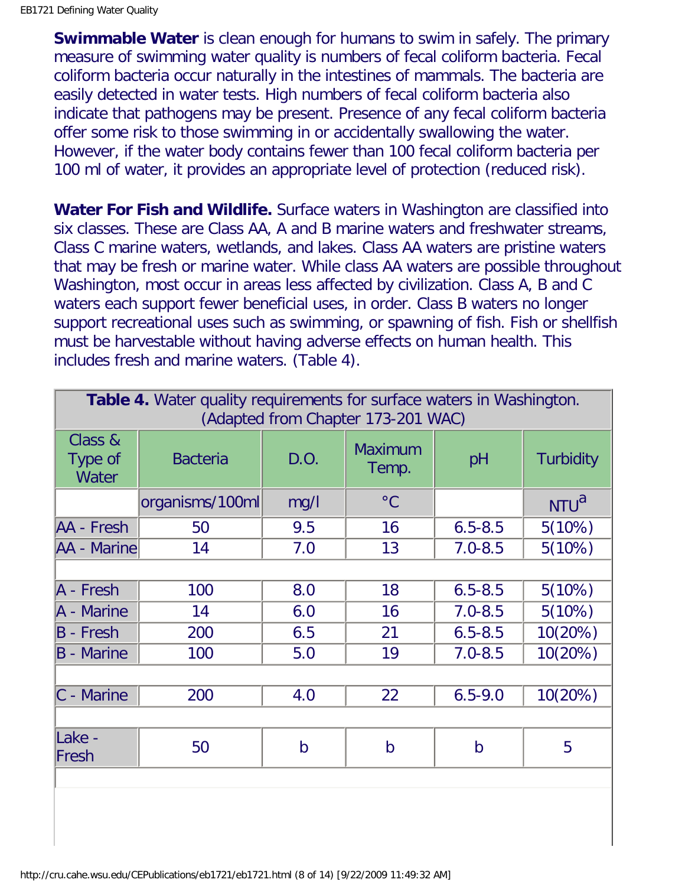**Swimmable Water** is clean enough for humans to swim in safely. The primary measure of swimming water quality is numbers of fecal coliform bacteria. Fecal coliform bacteria occur naturally in the intestines of mammals. The bacteria are easily detected in water tests. High numbers of fecal coliform bacteria also indicate that pathogens may be present. Presence of any fecal coliform bacteria offer some risk to those swimming in or accidentally swallowing the water. However, if the water body contains fewer than 100 fecal coliform bacteria per 100 ml of water, it provides an appropriate level of protection (reduced risk).

**Water For Fish and Wildlife.** Surface waters in Washington are classified into six classes. These are Class AA, A and B marine waters and freshwater streams, Class C marine waters, wetlands, and lakes. Class AA waters are pristine waters that may be fresh or marine water. While class AA waters are possible throughout Washington, most occur in areas less affected by civilization. Class A, B and C waters each support fewer beneficial uses, in order. Class B waters no longer support recreational uses such as swimming, or spawning of fish. Fish or shellfish must be harvestable without having adverse effects on human health. This includes fresh and marine waters. (Table 4).

**Table 4.** Water quality requirements for surface waters in Washington. (Adapted from Chapter 173-201 WAC)

| Class & Type of Water | Bacteria | D.O. | Maximum Temp. | pH | Turbidity |
|---|---|---|---|---|---|
| | organisms/100ml | mg/l | °C | | NTU[a] |
| AA - Fresh | 50 | 9.5 | 16 | 6.5-8.5 | 5(10%) |
| AA - Marine | 14 | 7.0 | 13 | 7.0-8.5 | 5(10%) |
| | | | | | |
| A - Fresh | 100 | 8.0 | 18 | 6.5-8.5 | 5(10%) |
| A - Marine | 14 | 6.0 | 16 | 7.0-8.5 | 5(10%) |
| B - Fresh | 200 | 6.5 | 21 | 6.5-8.5 | 10(20%) |
| B - Marine | 100 | 5.0 | 19 | 7.0-8.5 | 10(20%) |
| | | | | | |
| C - Marine | 200 | 4.0 | 22 | 6.5-9.0 | 10(20%) |
| | | | | | |
| Lake - Fresh | 50 | b | b | b | 5 |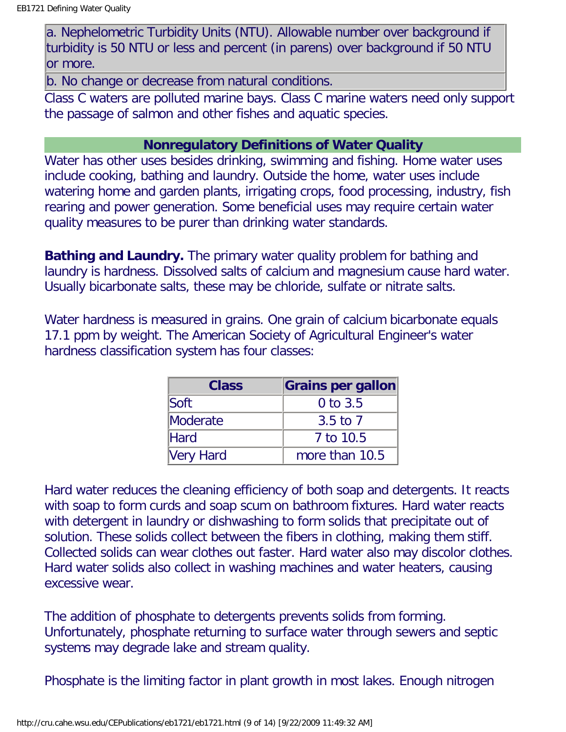| a. Nephelometric Turbidity Units (NTU). Allowable number over background if turbidity is 50 NTU or less and percent (in parens) over background if 50 NTU or more. |
|---|
| b. No change or decrease from natural conditions. |

Class C waters are polluted marine bays. Class C marine waters need only support the passage of salmon and other fishes and aquatic species.

## Nonregulatory Definitions of Water Quality

Water has other uses besides drinking, swimming and fishing. Home water uses include cooking, bathing and laundry. Outside the home, water uses include watering home and garden plants, irrigating crops, food processing, industry, fish rearing and power generation. Some beneficial uses may require certain water quality measures to be purer than drinking water standards.

**Bathing and Laundry.** The primary water quality problem for bathing and laundry is hardness. Dissolved salts of calcium and magnesium cause hard water. Usually bicarbonate salts, these may be chloride, sulfate or nitrate salts.

Water hardness is measured in grains. One grain of calcium bicarbonate equals 17.1 ppm by weight. The American Society of Agricultural Engineer's water hardness classification system has four classes:

| Class | Grains per gallon |
|---|---|
| Soft | 0 to 3.5 |
| Moderate | 3.5 to 7 |
| Hard | 7 to 10.5 |
| Very Hard | more than 10.5 |

Hard water reduces the cleaning efficiency of both soap and detergents. It reacts with soap to form curds and soap scum on bathroom fixtures. Hard water reacts with detergent in laundry or dishwashing to form solids that precipitate out of solution. These solids collect between the fibers in clothing, making them stiff. Collected solids can wear clothes out faster. Hard water also may discolor clothes. Hard water solids also collect in washing machines and water heaters, causing excessive wear.

The addition of phosphate to detergents prevents solids from forming. Unfortunately, phosphate returning to surface water through sewers and septic systems may degrade lake and stream quality.

Phosphate is the limiting factor in plant growth in most lakes. Enough nitrogen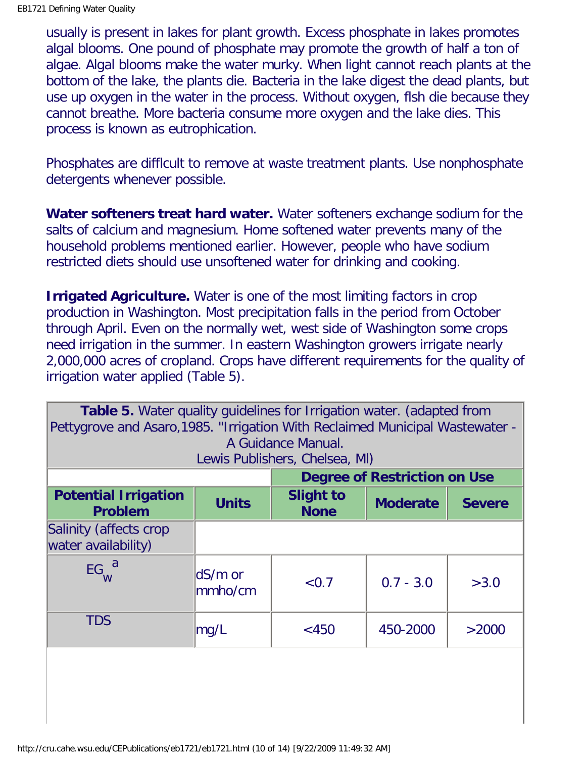usually is present in lakes for plant growth. Excess phosphate in lakes promotes algal blooms. One pound of phosphate may promote the growth of half a ton of algae. Algal blooms make the water murky. When light cannot reach plants at the bottom of the lake, the plants die. Bacteria in the lake digest the dead plants, but use up oxygen in the water in the process. Without oxygen, fish die because they cannot breathe. More bacteria consume more oxygen and the lake dies. This process is known as eutrophication.

Phosphates are difficult to remove at waste treatment plants. Use nonphosphate detergents whenever possible.

**Water softeners treat hard water.** Water softeners exchange sodium for the salts of calcium and magnesium. Home softened water prevents many of the household problems mentioned earlier. However, people who have sodium restricted diets should use unsoftened water for drinking and cooking.

**Irrigated Agriculture.** Water is one of the most limiting factors in crop production in Washington. Most precipitation falls in the period from October through April. Even on the normally wet, west side of Washington some crops need irrigation in the summer. In eastern Washington growers irrigate nearly 2,000,000 acres of cropland. Crops have different requirements for the quality of irrigation water applied (Table 5).

**Table 5.** Water quality guidelines for Irrigation water. (adapted from Pettygrove and Asaro,1985. "Irrigation With Reclaimed Municipal Wastewater - A Guidance Manual. Lewis Publishers, Chelsea, MI)

| | | **Degree of Restriction on Use** | | |
|---|---|---|---|---|
| **Potential Irrigation Problem** | **Units** | **Slight to None** | **Moderate** | **Severe** |
| Salinity (affects crop water availability) | | | | |
| $EG_w$ [a] | dS/m or mmho/cm | <0.7 | 0.7 - 3.0 | >3.0 |
| TDS | mg/L | <450 | 450-2000 | >2000 |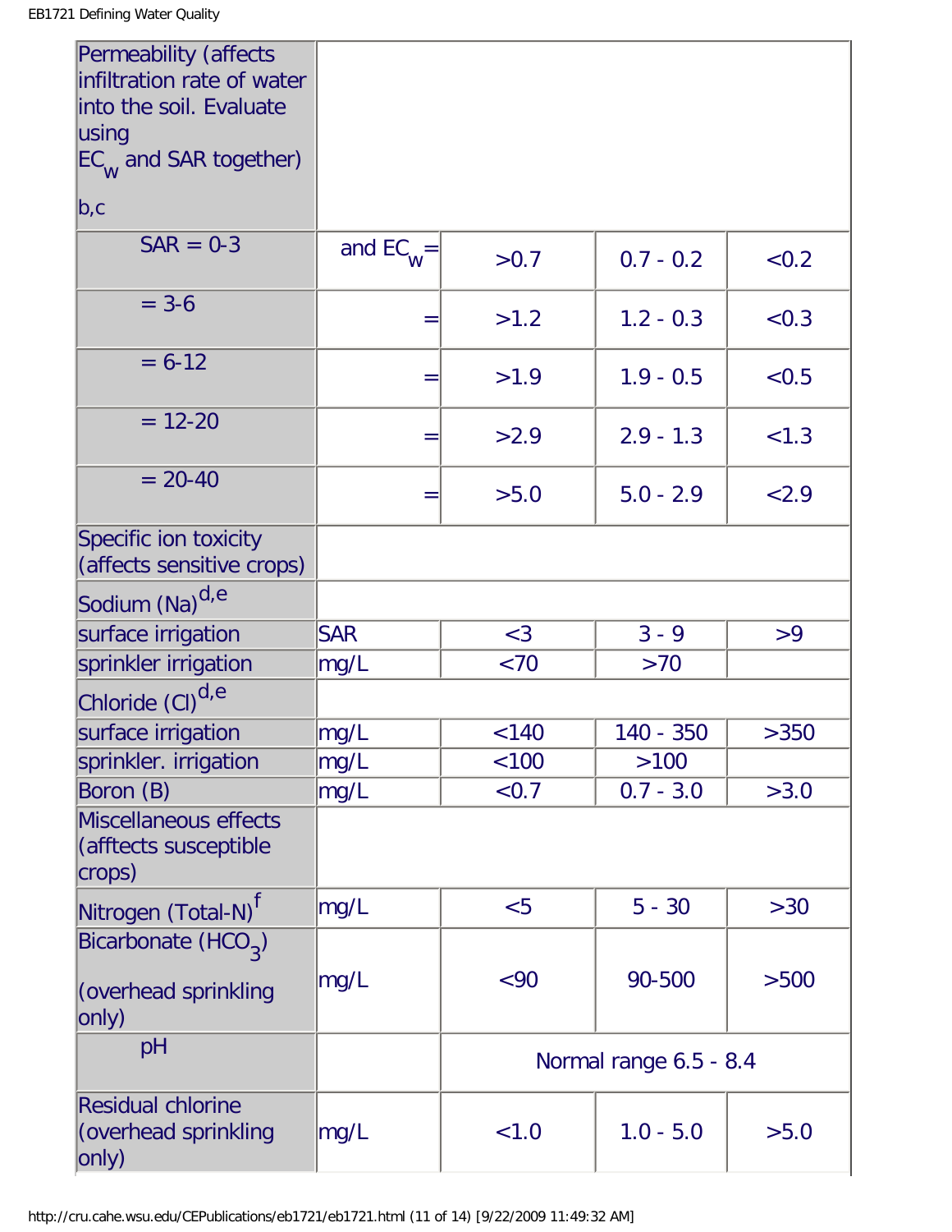| | | | | |
|---|---|---|---|---|
| Permeability (affects infiltration rate of water into the soil. Evaluate using $EC_w$ and SAR together) [b,c] | | | | |
| SAR = 0-3 | and $EC_w$= | >0.7 | 0.7 - 0.2 | <0.2 |
| = 3-6 | = | >1.2 | 1.2 - 0.3 | <0.3 |
| = 6-12 | = | >1.9 | 1.9 - 0.5 | <0.5 |
| = 12-20 | = | >2.9 | 2.9 - 1.3 | <1.3 |
| = 20-40 | = | >5.0 | 5.0 - 2.9 | <2.9 |
| Specific ion toxicity (affects sensitive crops) | | | | |
| Sodium (Na) [d,e] | | | | |
| surface irrigation | SAR | <3 | 3 - 9 | >9 |
| sprinkler irrigation | mg/L | <70 | >70 | |
| Chloride (Cl) [d,e] | | | | |
| surface irrigation | mg/L | <140 | 140 - 350 | >350 |
| sprinkler. irrigation | mg/L | <100 | >100 | |
| Boron (B) | mg/L | <0.7 | 0.7 - 3.0 | >3.0 |
| Miscellaneous effects (afftects susceptible crops) | | | | |
| Nitrogen (Total-N) [f] | mg/L | <5 | 5 - 30 | >30 |
| Bicarbonate ($HCO_3$) (overhead sprinkling only) | mg/L | <90 | 90-500 | >500 |
| pH | | Normal range 6.5 - 8.4 | | |
| Residual chlorine (overhead sprinkling only) | mg/L | <1.0 | 1.0 - 5.0 | >5.0 |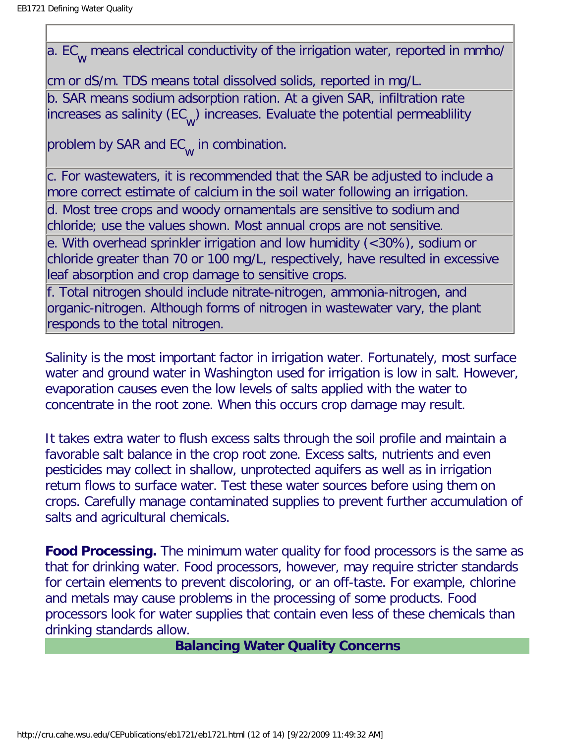a. $EC_w$ means electrical conductivity of the irrigation water, reported in mmho/cm or dS/m. TDS means total dissolved solids, reported in mg/L.

b. SAR means sodium adsorption ration. At a given SAR, infiltration rate increases as salinity ($EC_w$) increases. Evaluate the potential permeablility problem by SAR and $EC_w$ in combination.

c. For wastewaters, it is recommended that the SAR be adjusted to include a more correct estimate of calcium in the soil water following an irrigation.

d. Most tree crops and woody ornamentals are sensitive to sodium and chloride; use the values shown. Most annual crops are not sensitive.

e. With overhead sprinkler irrigation and low humidity (<30%), sodium or chloride greater than 70 or 100 mg/L, respectively, have resulted in excessive leaf absorption and crop damage to sensitive crops.

f. Total nitrogen should include nitrate-nitrogen, ammonia-nitrogen, and organic-nitrogen. Although forms of nitrogen in wastewater vary, the plant responds to the total nitrogen.

Salinity is the most important factor in irrigation water. Fortunately, most surface water and ground water in Washington used for irrigation is low in salt. However, evaporation causes even the low levels of salts applied with the water to concentrate in the root zone. When this occurs crop damage may result.

It takes extra water to flush excess salts through the soil profile and maintain a favorable salt balance in the crop root zone. Excess salts, nutrients and even pesticides may collect in shallow, unprotected aquifers as well as in irrigation return flows to surface water. Test these water sources before using them on crops. Carefully manage contaminated supplies to prevent further accumulation of salts and agricultural chemicals.

**Food Processing.** The minimum water quality for food processors is the same as that for drinking water. Food processors, however, may require stricter standards for certain elements to prevent discoloring, or an off-taste. For example, chlorine and metals may cause problems in the processing of some products. Food processors look for water supplies that contain even less of these chemicals than drinking standards allow.

## Balancing Water Quality Concerns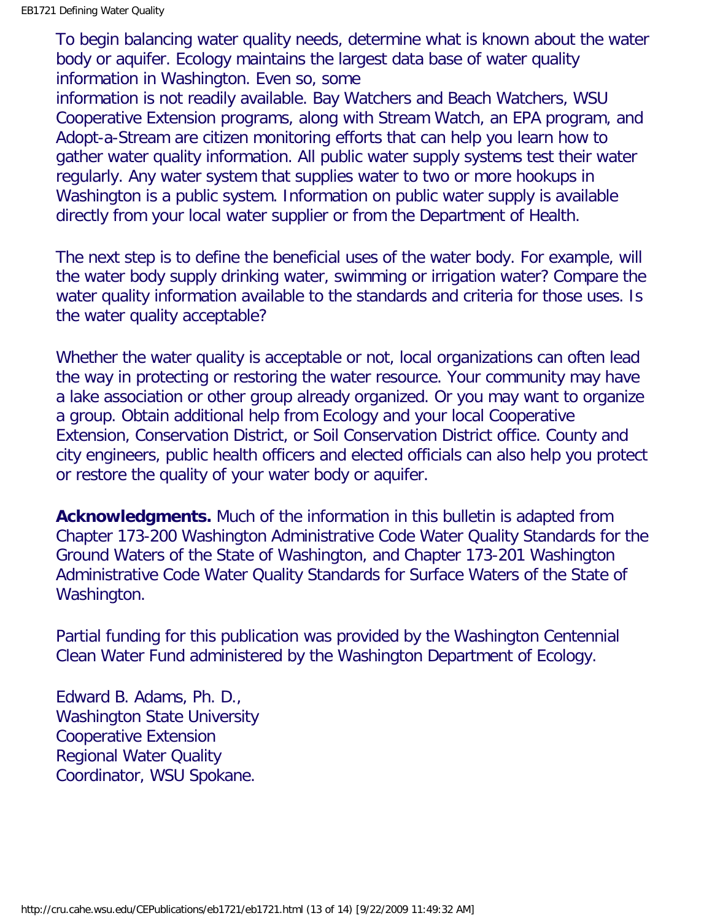To begin balancing water quality needs, determine what is known about the water body or aquifer. Ecology maintains the largest data base of water quality information in Washington. Even so, some information is not readily available. Bay Watchers and Beach Watchers, WSU Cooperative Extension programs, along with Stream Watch, an EPA program, and Adopt-a-Stream are citizen monitoring efforts that can help you learn how to gather water quality information. All public water supply systems test their water regularly. Any water system that supplies water to two or more hookups in Washington is a public system. Information on public water supply is available directly from your local water supplier or from the Department of Health.

The next step is to define the beneficial uses of the water body. For example, will the water body supply drinking water, swimming or irrigation water? Compare the water quality information available to the standards and criteria for those uses. Is the water quality acceptable?

Whether the water quality is acceptable or not, local organizations can often lead the way in protecting or restoring the water resource. Your community may have a lake association or other group already organized. Or you may want to organize a group. Obtain additional help from Ecology and your local Cooperative Extension, Conservation District, or Soil Conservation District office. County and city engineers, public health officers and elected officials can also help you protect or restore the quality of your water body or aquifer.

**Acknowledgments.** Much of the information in this bulletin is adapted from Chapter 173-200 Washington Administrative Code Water Quality Standards for the Ground Waters of the State of Washington, and Chapter 173-201 Washington Administrative Code Water Quality Standards for Surface Waters of the State of Washington.

Partial funding for this publication was provided by the Washington Centennial Clean Water Fund administered by the Washington Department of Ecology.

Edward B. Adams, Ph. D.,
Washington State University
Cooperative Extension
Regional Water Quality
Coordinator, WSU Spokane.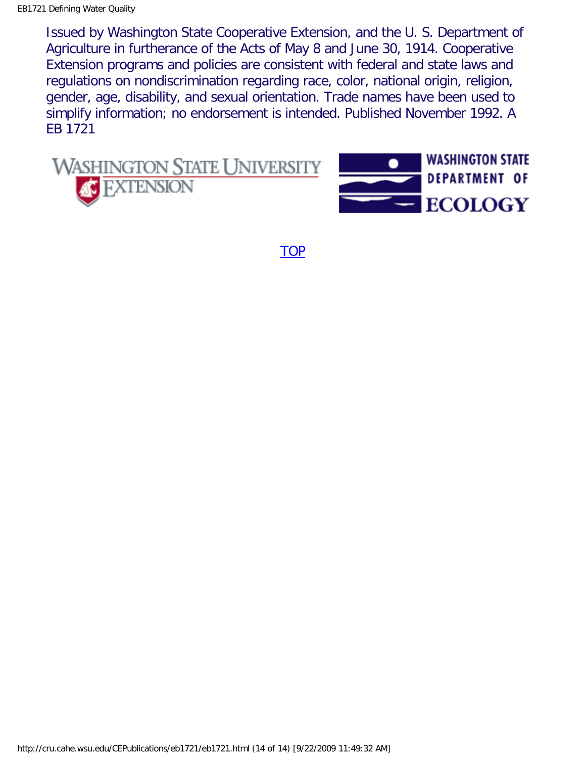Issued by Washington State Cooperative Extension, and the U. S. Department of Agriculture in furtherance of the Acts of May 8 and June 30, 1914. Cooperative Extension programs and policies are consistent with federal and state laws and regulations on nondiscrimination regarding race, color, national origin, religion, gender, age, disability, and sexual orientation. Trade names have been used to simplify information; no endorsement is intended. Published November 1992. A EB 1721

WASHINGTON STATE UNIVERSITY EXTENSION

WASHINGTON STATE DEPARTMENT OF ECOLOGY

TOP